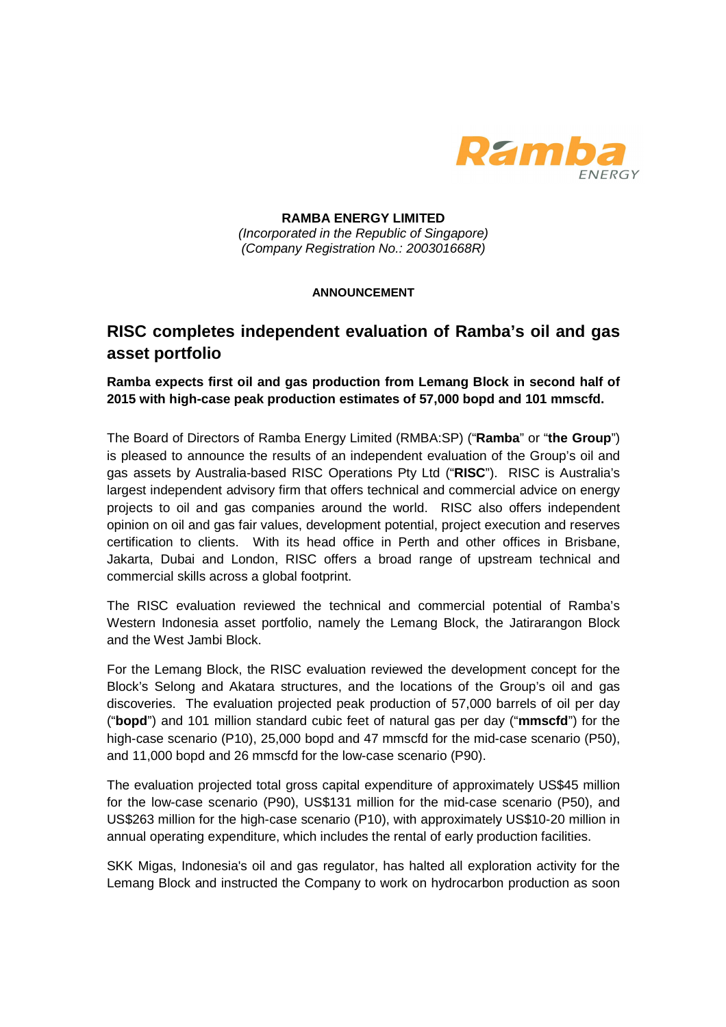**RAMBA ENERGY LIMITED**
*(Incorporated in the Republic of Singapore)*
*(Company Registration No.: 200301668R)*

**ANNOUNCEMENT**

# RISC completes independent evaluation of Ramba's oil and gas asset portfolio

**Ramba expects first oil and gas production from Lemang Block in second half of 2015 with high-case peak production estimates of 57,000 bopd and 101 mmscfd.**

The Board of Directors of Ramba Energy Limited (RMBA:SP) ("**Ramba**" or "**the Group**") is pleased to announce the results of an independent evaluation of the Group's oil and gas assets by Australia-based RISC Operations Pty Ltd ("**RISC**"). RISC is Australia's largest independent advisory firm that offers technical and commercial advice on energy projects to oil and gas companies around the world. RISC also offers independent opinion on oil and gas fair values, development potential, project execution and reserves certification to clients. With its head office in Perth and other offices in Brisbane, Jakarta, Dubai and London, RISC offers a broad range of upstream technical and commercial skills across a global footprint.

The RISC evaluation reviewed the technical and commercial potential of Ramba's Western Indonesia asset portfolio, namely the Lemang Block, the Jatirarangon Block and the West Jambi Block.

For the Lemang Block, the RISC evaluation reviewed the development concept for the Block's Selong and Akatara structures, and the locations of the Group's oil and gas discoveries. The evaluation projected peak production of 57,000 barrels of oil per day ("**bopd**") and 101 million standard cubic feet of natural gas per day ("**mmscfd**") for the high-case scenario (P10), 25,000 bopd and 47 mmscfd for the mid-case scenario (P50), and 11,000 bopd and 26 mmscfd for the low-case scenario (P90).

The evaluation projected total gross capital expenditure of approximately US$45 million for the low-case scenario (P90), US$131 million for the mid-case scenario (P50), and US$263 million for the high-case scenario (P10), with approximately US$10-20 million in annual operating expenditure, which includes the rental of early production facilities.

SKK Migas, Indonesia's oil and gas regulator, has halted all exploration activity for the Lemang Block and instructed the Company to work on hydrocarbon production as soon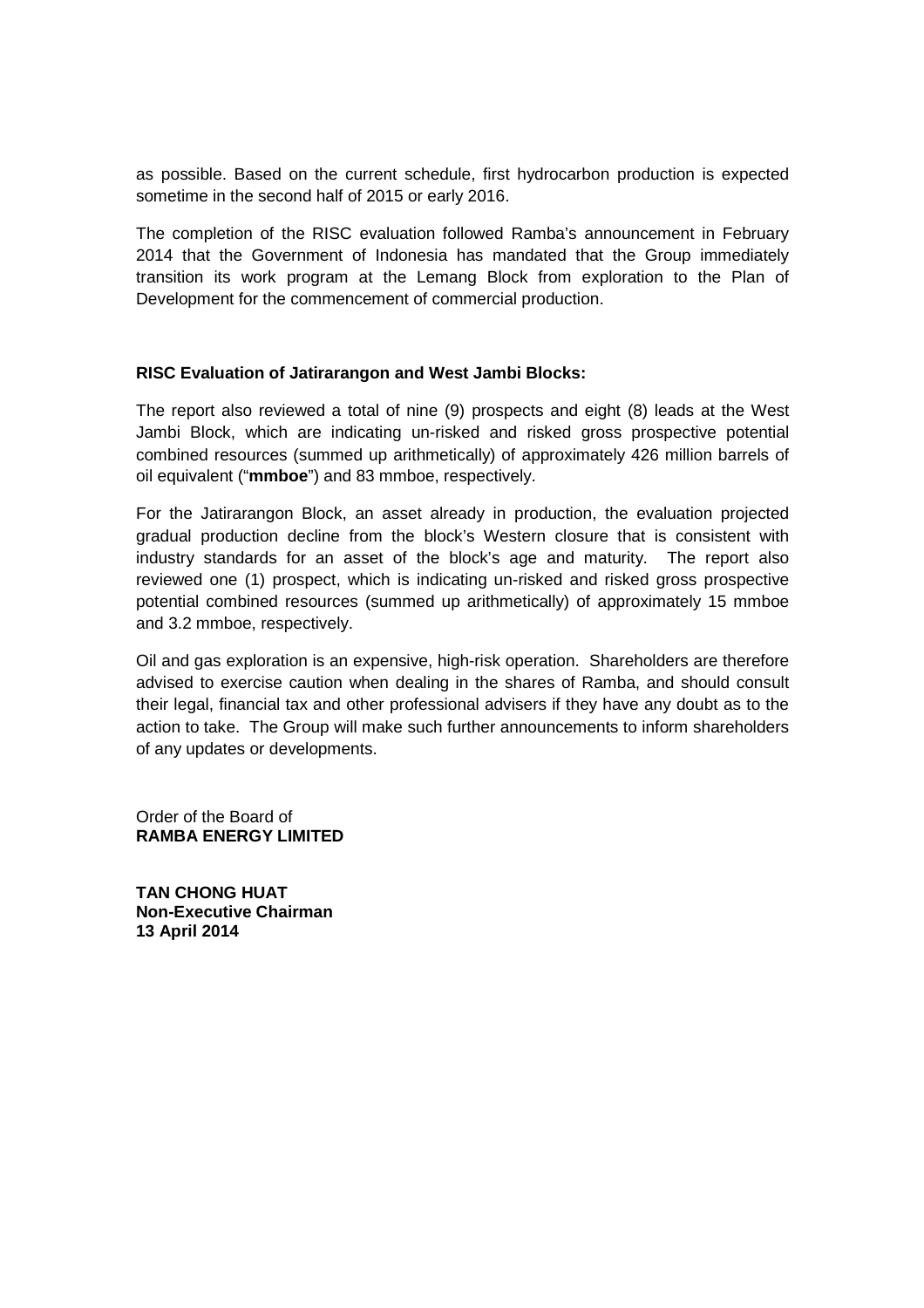as possible. Based on the current schedule, first hydrocarbon production is expected sometime in the second half of 2015 or early 2016.

The completion of the RISC evaluation followed Ramba's announcement in February 2014 that the Government of Indonesia has mandated that the Group immediately transition its work program at the Lemang Block from exploration to the Plan of Development for the commencement of commercial production.

**RISC Evaluation of Jatirarangon and West Jambi Blocks:**

The report also reviewed a total of nine (9) prospects and eight (8) leads at the West Jambi Block, which are indicating un-risked and risked gross prospective potential combined resources (summed up arithmetically) of approximately 426 million barrels of oil equivalent ("**mmboe**") and 83 mmboe, respectively.

For the Jatirarangon Block, an asset already in production, the evaluation projected gradual production decline from the block's Western closure that is consistent with industry standards for an asset of the block's age and maturity. The report also reviewed one (1) prospect, which is indicating un-risked and risked gross prospective potential combined resources (summed up arithmetically) of approximately 15 mmboe and 3.2 mmboe, respectively.

Oil and gas exploration is an expensive, high-risk operation. Shareholders are therefore advised to exercise caution when dealing in the shares of Ramba, and should consult their legal, financial tax and other professional advisers if they have any doubt as to the action to take. The Group will make such further announcements to inform shareholders of any updates or developments.

Order of the Board of
**RAMBA ENERGY LIMITED**

**TAN CHONG HUAT**
**Non-Executive Chairman**
**13 April 2014**